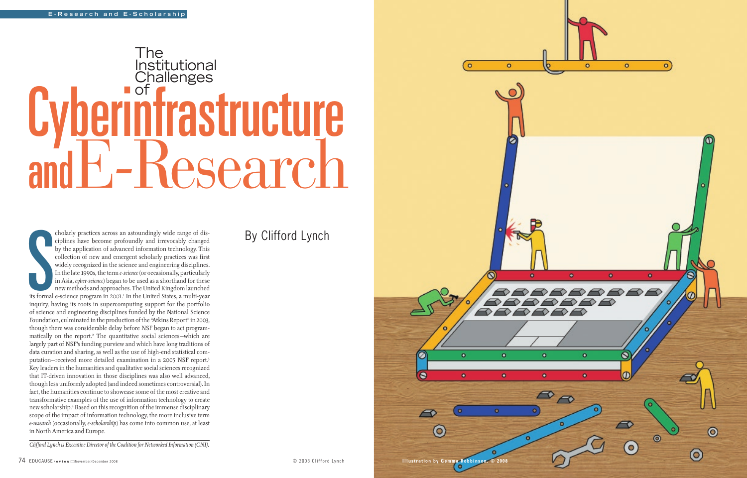# The Institutional Challenges of Cyberinfrastructure and E-Research

By Clifford Lynch

Scholarly practices across an astoundingly wide range of disciplines have become profoundly and irrevocably changed by the application of advanced information technology. This collection of new and emergent scholarly practices was first widely recognized in the science and engineering disciplines. In the late 1990s, the term *e-science* (or occasionally, particularly in Asia, *cyber-science*) began to be used as a shorthand for these new methods and approaches. The United Kingdom launched its formal e-science program in 2001.[1] In the United States, a multi-year inquiry, having its roots in supercomputing support for the portfolio of science and engineering disciplines funded by the National Science Foundation, culminated in the production of the "Atkins Report" in 2003, though there was considerable delay before NSF began to act programmatically on the report.[2] The quantitative social sciences—which are largely part of NSF's funding purview and which have long traditions of data curation and sharing, as well as the use of high-end statistical computation—received more detailed examination in a 2005 NSF report.[3] Key leaders in the humanities and qualitative social sciences recognized that IT-driven innovation in those disciplines was also well advanced, though less uniformly adopted (and indeed sometimes controversial). In fact, the humanities continue to showcase some of the most creative and transformative examples of the use of information technology to create new scholarship.[4] Based on this recognition of the immense disciplinary scope of the impact of information technology, the more inclusive term *e-research* (occasionally, *e-scholarship*) has come into common use, at least in North America and Europe.

*Clifford Lynch is Executive Director of the Coalition for Networked Information (CNI).*

© 2008 Clifford Lynch

Illustration by Gemma Robbinson, © 2008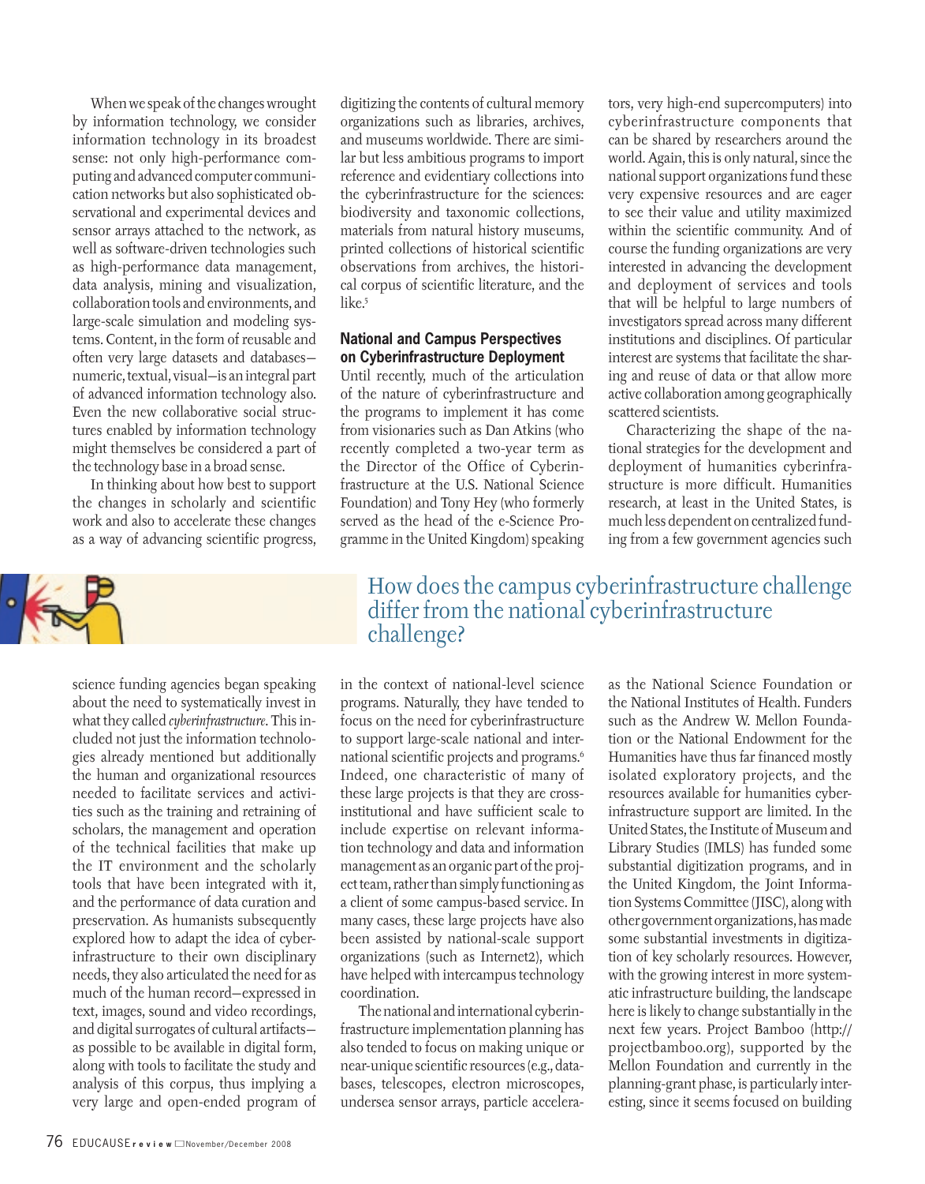When we speak of the changes wrought by information technology, we consider information technology in its broadest sense: not only high-performance computing and advanced computer communication networks but also sophisticated observational and experimental devices and sensor arrays attached to the network, as well as software-driven technologies such as high-performance data management, data analysis, mining and visualization, collaboration tools and environments, and large-scale simulation and modeling systems. Content, in the form of reusable and often very large datasets and databases—numeric, textual, visual—is an integral part of advanced information technology also. Even the new collaborative social structures enabled by information technology might themselves be considered a part of the technology base in a broad sense.

In thinking about how best to support the changes in scholarly and scientific work and also to accelerate these changes as a way of advancing scientific progress, science funding agencies began speaking about the need to systematically invest in what they called *cyberinfrastructure*. This included not just the information technologies already mentioned but additionally the human and organizational resources needed to facilitate services and activities such as the training and retraining of scholars, the management and operation of the technical facilities that make up the IT environment and the scholarly tools that have been integrated with it, and the performance of data curation and preservation. As humanists subsequently explored how to adapt the idea of cyberinfrastructure to their own disciplinary needs, they also articulated the need for as much of the human record—expressed in text, images, sound and video recordings, and digital surrogates of cultural artifacts—as possible to be available in digital form, along with tools to facilitate the study and analysis of this corpus, thus implying a very large and open-ended program of digitizing the contents of cultural memory organizations such as libraries, archives, and museums worldwide. There are similar but less ambitious programs to import reference and evidentiary collections into the cyberinfrastructure for the sciences: biodiversity and taxonomic collections, materials from natural history museums, printed collections of historical scientific observations from archives, the historical corpus of scientific literature, and the like.[5]

## National and Campus Perspectives on Cyberinfrastructure Deployment

Until recently, much of the articulation of the nature of cyberinfrastructure and the programs to implement it has come from visionaries such as Dan Atkins (who recently completed a two-year term as the Director of the Office of Cyberinfrastructure at the U.S. National Science Foundation) and Tony Hey (who formerly served as the head of the e-Science Programme in the United Kingdom) speaking in the context of national-level science programs. Naturally, they have tended to focus on the need for cyberinfrastructure to support large-scale national and international scientific projects and programs.[6] Indeed, one characteristic of many of these large projects is that they are cross-institutional and have sufficient scale to include expertise on relevant information technology and data and information management as an organic part of the project team, rather than simply functioning as a client of some campus-based service. In many cases, these large projects have also been assisted by national-scale support organizations (such as Internet2), which have helped with intercampus technology coordination.

The national and international cyberinfrastructure implementation planning has also tended to focus on making unique or near-unique scientific resources (e.g., databases, telescopes, electron microscopes, undersea sensor arrays, particle accelerators, very high-end supercomputers) into cyberinfrastructure components that can be shared by researchers around the world. Again, this is only natural, since the national support organizations fund these very expensive resources and are eager to see their value and utility maximized within the scientific community. And of course the funding organizations are very interested in advancing the development and deployment of services and tools that will be helpful to large numbers of investigators spread across many different institutions and disciplines. Of particular interest are systems that facilitate the sharing and reuse of data or that allow more active collaboration among geographically scattered scientists.

> How does the campus cyberinfrastructure challenge differ from the national cyberinfrastructure challenge?

Characterizing the shape of the national strategies for the development and deployment of humanities cyberinfrastructure is more difficult. Humanities research, at least in the United States, is much less dependent on centralized funding from a few government agencies such as the National Science Foundation or the National Institutes of Health. Funders such as the Andrew W. Mellon Foundation or the National Endowment for the Humanities have thus far financed mostly isolated exploratory projects, and the resources available for humanities cyberinfrastructure support are limited. In the United States, the Institute of Museum and Library Studies (IMLS) has funded some substantial digitization programs, and in the United Kingdom, the Joint Information Systems Committee (JISC), along with other government organizations, has made some substantial investments in digitization of key scholarly resources. However, with the growing interest in more systematic infrastructure building, the landscape here is likely to change substantially in the next few years. Project Bamboo (http://projectbamboo.org), supported by the Mellon Foundation and currently in the planning-grant phase, is particularly interesting, since it seems focused on building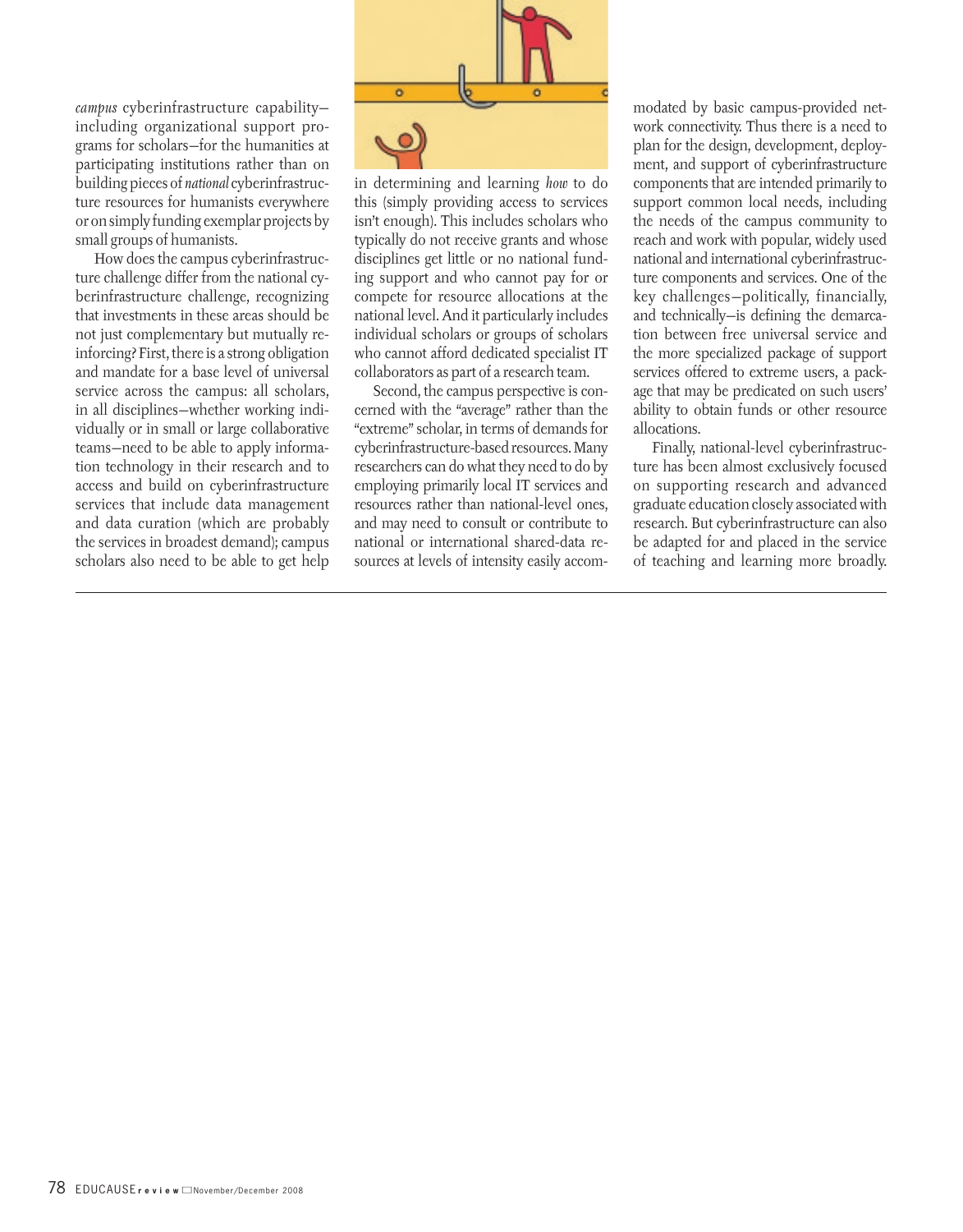*campus* cyberinfrastructure capability—including organizational support programs for scholars—for the humanities at participating institutions rather than on building pieces of *national* cyberinfrastructure resources for humanists everywhere or on simply funding exemplar projects by small groups of humanists.

How does the campus cyberinfrastructure challenge differ from the national cyberinfrastructure challenge, recognizing that investments in these areas should be not just complementary but mutually reinforcing? First, there is a strong obligation and mandate for a base level of universal service across the campus: all scholars, in all disciplines—whether working individually or in small or large collaborative teams—need to be able to apply information technology in their research and to access and build on cyberinfrastructure services that include data management and data curation (which are probably the services in broadest demand); campus scholars also need to be able to get help in determining and learning *how* to do this (simply providing access to services isn't enough). This includes scholars who typically do not receive grants and whose disciplines get little or no national funding support and who cannot pay for or compete for resource allocations at the national level. And it particularly includes individual scholars or groups of scholars who cannot afford dedicated specialist IT collaborators as part of a research team.

Second, the campus perspective is concerned with the "average" rather than the "extreme" scholar, in terms of demands for cyberinfrastructure-based resources. Many researchers can do what they need to do by employing primarily local IT services and resources rather than national-level ones, and may need to consult or contribute to national or international shared-data resources at levels of intensity easily accommodated by basic campus-provided network connectivity. Thus there is a need to plan for the design, development, deployment, and support of cyberinfrastructure components that are intended primarily to support common local needs, including the needs of the campus community to reach and work with popular, widely used national and international cyberinfrastructure components and services. One of the key challenges—politically, financially, and technically—is defining the demarcation between free universal service and the more specialized package of support services offered to extreme users, a package that may be predicated on such users' ability to obtain funds or other resource allocations.

Finally, national-level cyberinfrastructure has been almost exclusively focused on supporting research and advanced graduate education closely associated with research. But cyberinfrastructure can also be adapted for and placed in the service of teaching and learning more broadly.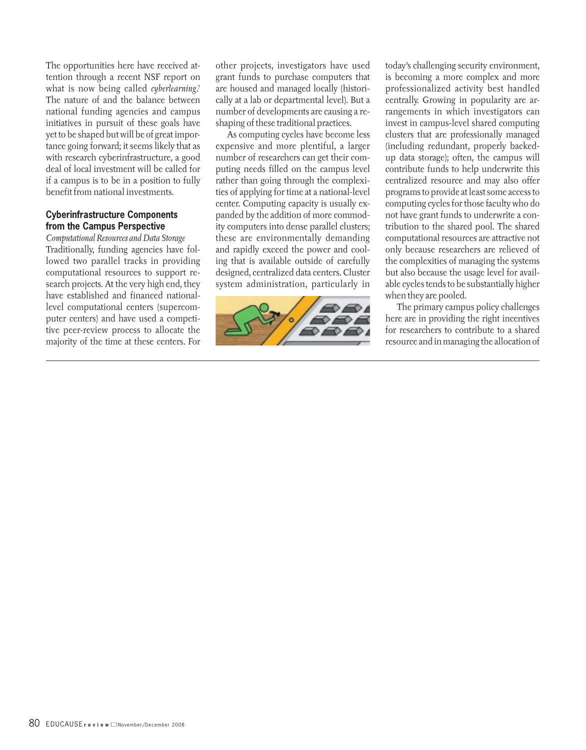The opportunities here have received attention through a recent NSF report on what is now being called *cyberlearning*.[7] The nature of and the balance between national funding agencies and campus initiatives in pursuit of these goals have yet to be shaped but will be of great importance going forward; it seems likely that as with research cyberinfrastructure, a good deal of local investment will be called for if a campus is to be in a position to fully benefit from national investments.

## Cyberinfrastructure Components from the Campus Perspective

*Computational Resources and Data Storage*

Traditionally, funding agencies have followed two parallel tracks in providing computational resources to support research projects. At the very high end, they have established and financed national-level computational centers (supercomputer centers) and have used a competitive peer-review process to allocate the majority of the time at these centers. For other projects, investigators have used grant funds to purchase computers that are housed and managed locally (historically at a lab or departmental level). But a number of developments are causing a reshaping of these traditional practices.

As computing cycles have become less expensive and more plentiful, a larger number of researchers can get their computing needs filled on the campus level rather than going through the complexities of applying for time at a national-level center. Computing capacity is usually expanded by the addition of more commodity computers into dense parallel clusters; these are environmentally demanding and rapidly exceed the power and cooling that is available outside of carefully designed, centralized data centers. Cluster system administration, particularly in today's challenging security environment, is becoming a more complex and more professionalized activity best handled centrally. Growing in popularity are arrangements in which investigators can invest in campus-level shared computing clusters that are professionally managed (including redundant, properly backed-up data storage); often, the campus will contribute funds to help underwrite this centralized resource and may also offer programs to provide at least some access to computing cycles for those faculty who do not have grant funds to underwrite a contribution to the shared pool. The shared computational resources are attractive not only because researchers are relieved of the complexities of managing the systems but also because the usage level for available cycles tends to be substantially higher when they are pooled.

The primary campus policy challenges here are in providing the right incentives for researchers to contribute to a shared resource and in managing the allocation of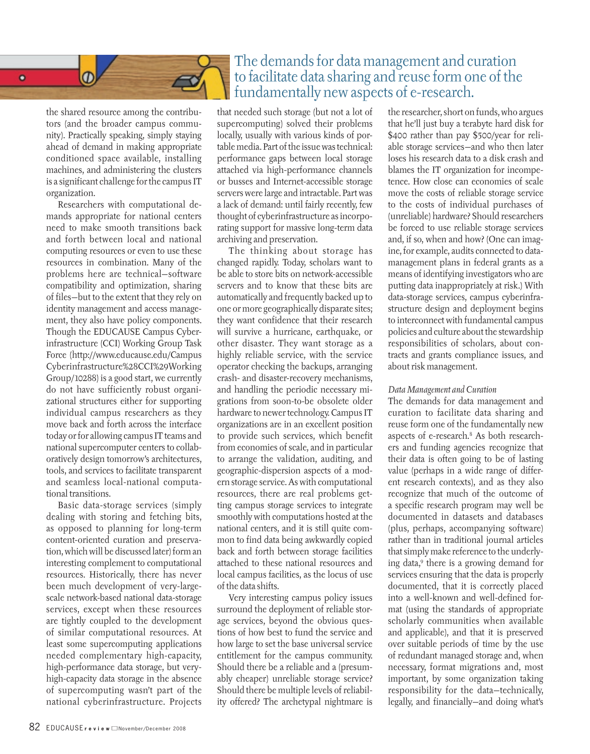> The demands for data management and curation to facilitate data sharing and reuse form one of the fundamentally new aspects of e-research.

the shared resource among the contributors (and the broader campus community). Practically speaking, simply staying ahead of demand in making appropriate conditioned space available, installing machines, and administering the clusters is a significant challenge for the campus IT organization.

Researchers with computational demands appropriate for national centers need to make smooth transitions back and forth between local and national computing resources or even to use these resources in combination. Many of the problems here are technical—software compatibility and optimization, sharing of files—but to the extent that they rely on identity management and access management, they also have policy components. Though the EDUCAUSE Campus Cyberinfrastructure (CCI) Working Group Task Force (http://www.educause.edu/Campus Cyberinfrastructure%28CCI%29Working Group/10288) is a good start, we currently do not have sufficiently robust organizational structures either for supporting individual campus researchers as they move back and forth across the interface today or for allowing campus IT teams and national supercomputer centers to collaboratively design tomorrow's architectures, tools, and services to facilitate transparent and seamless local-national computational transitions.

Basic data-storage services (simply dealing with storing and fetching bits, as opposed to planning for long-term content-oriented curation and preservation, which will be discussed later) form an interesting complement to computational resources. Historically, there has never been much development of very-large-scale network-based national data-storage services, except when these resources are tightly coupled to the development of similar computational resources. At least some supercomputing applications needed complementary high-capacity, high-performance data storage, but very-high-capacity data storage in the absence of supercomputing wasn't part of the national cyberinfrastructure. Projects that needed such storage (but not a lot of supercomputing) solved their problems locally, usually with various kinds of portable media. Part of the issue was technical: performance gaps between local storage attached via high-performance channels or busses and Internet-accessible storage servers were large and intractable. Part was a lack of demand: until fairly recently, few thought of cyberinfrastructure as incorporating support for massive long-term data archiving and preservation.

The thinking about storage has changed rapidly. Today, scholars want to be able to store bits on network-accessible servers and to know that these bits are automatically and frequently backed up to one or more geographically disparate sites; they want confidence that their research will survive a hurricane, earthquake, or other disaster. They want storage as a highly reliable service, with the service operator checking the backups, arranging crash- and disaster-recovery mechanisms, and handling the periodic necessary migrations from soon-to-be obsolete older hardware to newer technology. Campus IT organizations are in an excellent position to provide such services, which benefit from economies of scale, and in particular to arrange the validation, auditing, and geographic-dispersion aspects of a modern storage service. As with computational resources, there are real problems getting campus storage services to integrate smoothly with computations hosted at the national centers, and it is still quite common to find data being awkwardly copied back and forth between storage facilities attached to these national resources and local campus facilities, as the locus of use of the data shifts.

Very interesting campus policy issues surround the deployment of reliable storage services, beyond the obvious questions of how best to fund the service and how large to set the base universal service entitlement for the campus community. Should there be a reliable and a (presumably cheaper) unreliable storage service? Should there be multiple levels of reliability offered? The archetypal nightmare is the researcher, short on funds, who argues that he'll just buy a terabyte hard disk for $400 rather than pay $500/year for reliable storage services—and who then later loses his research data to a disk crash and blames the IT organization for incompetence. How close can economies of scale move the costs of reliable storage service to the costs of individual purchases of (unreliable) hardware? Should researchers be forced to use reliable storage services and, if so, when and how? (One can imagine, for example, audits connected to data-management plans in federal grants as a means of identifying investigators who are putting data inappropriately at risk.) With data-storage services, campus cyberinfrastructure design and deployment begins to interconnect with fundamental campus policies and culture about the stewardship responsibilities of scholars, about contracts and grants compliance issues, and about risk management.

*Data Management and Curation*

The demands for data management and curation to facilitate data sharing and reuse form one of the fundamentally new aspects of e-research.[8] As both researchers and funding agencies recognize that their data is often going to be of lasting value (perhaps in a wide range of different research contexts), and as they also recognize that much of the outcome of a specific research program may well be documented in datasets and databases (plus, perhaps, accompanying software) rather than in traditional journal articles that simply make reference to the underlying data,[9] there is a growing demand for services ensuring that the data is properly documented, that it is correctly placed into a well-known and well-defined format (using the standards of appropriate scholarly communities when available and applicable), and that it is preserved over suitable periods of time by the use of redundant managed storage and, when necessary, format migrations and, most important, by some organization taking responsibility for the data—technically, legally, and financially—and doing what's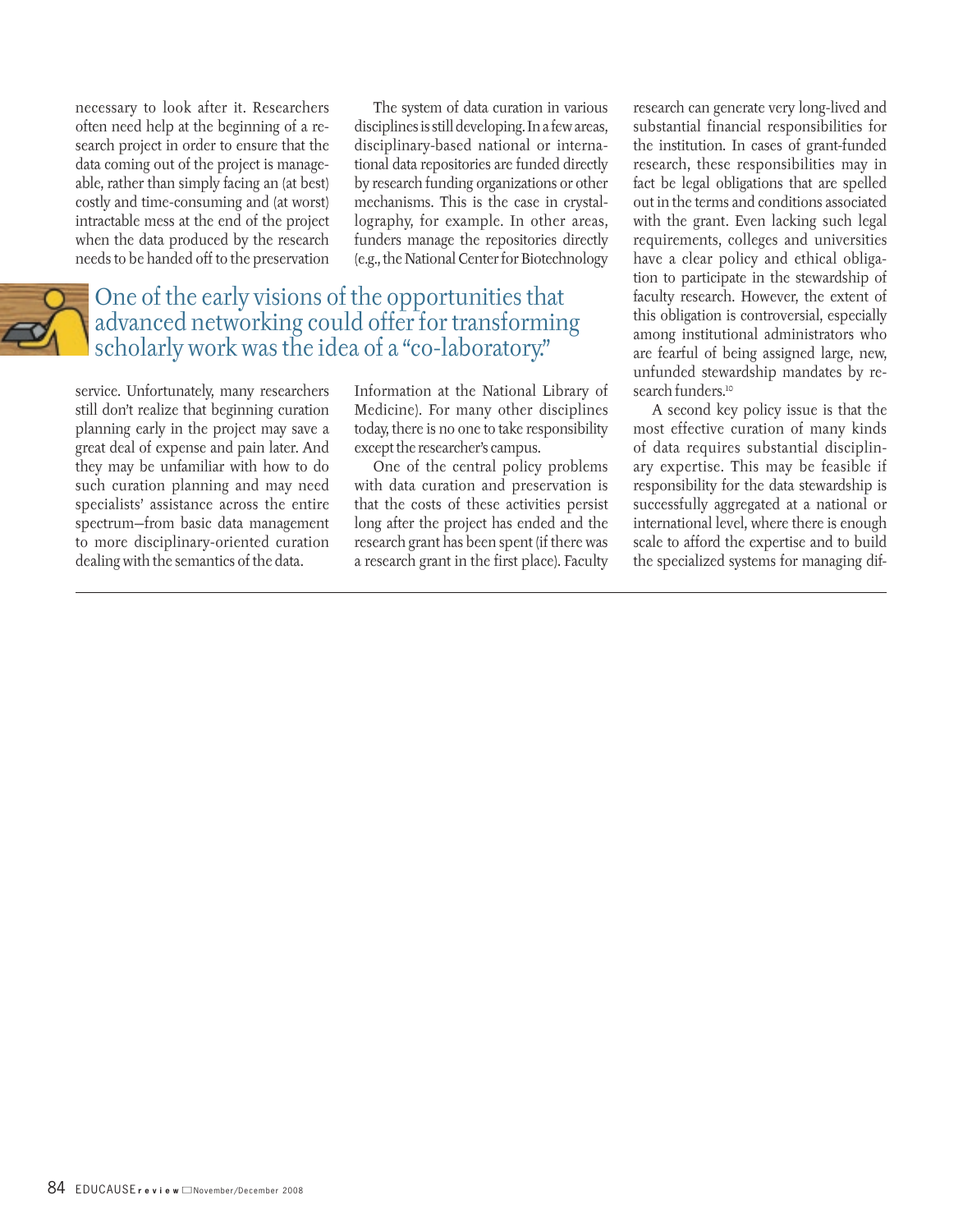necessary to look after it. Researchers often need help at the beginning of a research project in order to ensure that the data coming out of the project is manageable, rather than simply facing an (at best) costly and time-consuming and (at worst) intractable mess at the end of the project when the data produced by the research needs to be handed off to the preservation service. Unfortunately, many researchers still don't realize that beginning curation planning early in the project may save a great deal of expense and pain later. And they may be unfamiliar with how to do such curation planning and may need specialists' assistance across the entire spectrum—from basic data management to more disciplinary-oriented curation dealing with the semantics of the data.

> One of the early visions of the opportunities that advanced networking could offer for transforming scholarly work was the idea of a "co-laboratory."

The system of data curation in various disciplines is still developing. In a few areas, disciplinary-based national or international data repositories are funded directly by research funding organizations or other mechanisms. This is the case in crystallography, for example. In other areas, funders manage the repositories directly (e.g., the National Center for Biotechnology Information at the National Library of Medicine). For many other disciplines today, there is no one to take responsibility except the researcher's campus.

One of the central policy problems with data curation and preservation is that the costs of these activities persist long after the project has ended and the research grant has been spent (if there was a research grant in the first place). Faculty research can generate very long-lived and substantial financial responsibilities for the institution. In cases of grant-funded research, these responsibilities may in fact be legal obligations that are spelled out in the terms and conditions associated with the grant. Even lacking such legal requirements, colleges and universities have a clear policy and ethical obligation to participate in the stewardship of faculty research. However, the extent of this obligation is controversial, especially among institutional administrators who are fearful of being assigned large, new, unfunded stewardship mandates by research funders.[10]

A second key policy issue is that the most effective curation of many kinds of data requires substantial disciplinary expertise. This may be feasible if responsibility for the data stewardship is successfully aggregated at a national or international level, where there is enough scale to afford the expertise and to build the specialized systems for managing dif-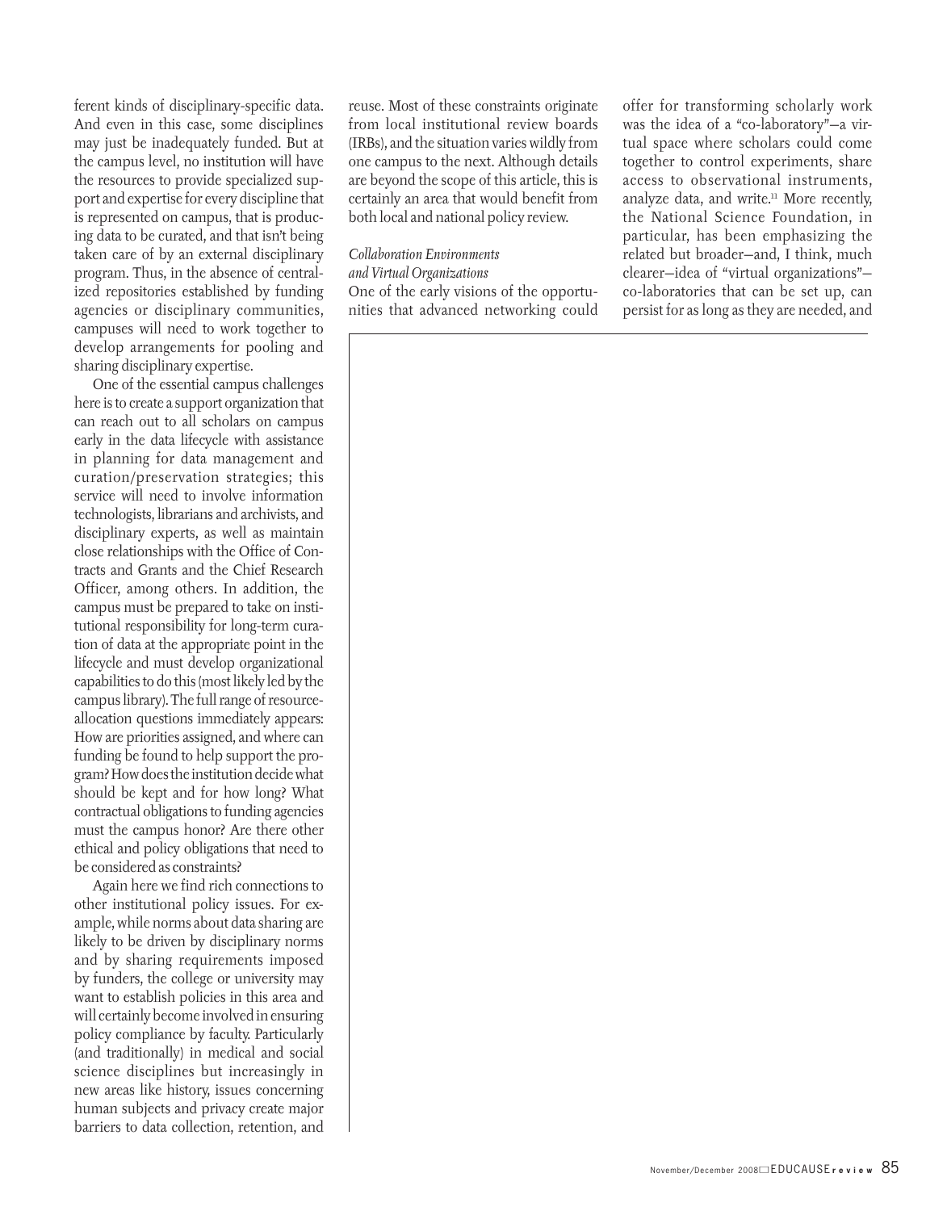ferent kinds of disciplinary-specific data. And even in this case, some disciplines may just be inadequately funded. But at the campus level, no institution will have the resources to provide specialized support and expertise for every discipline that is represented on campus, that is producing data to be curated, and that isn't being taken care of by an external disciplinary program. Thus, in the absence of centralized repositories established by funding agencies or disciplinary communities, campuses will need to work together to develop arrangements for pooling and sharing disciplinary expertise.

One of the essential campus challenges here is to create a support organization that can reach out to all scholars on campus early in the data lifecycle with assistance in planning for data management and curation/preservation strategies; this service will need to involve information technologists, librarians and archivists, and disciplinary experts, as well as maintain close relationships with the Office of Contracts and Grants and the Chief Research Officer, among others. In addition, the campus must be prepared to take on institutional responsibility for long-term curation of data at the appropriate point in the lifecycle and must develop organizational capabilities to do this (most likely led by the campus library). The full range of resource-allocation questions immediately appears: How are priorities assigned, and where can funding be found to help support the program? How does the institution decide what should be kept and for how long? What contractual obligations to funding agencies must the campus honor? Are there other ethical and policy obligations that need to be considered as constraints?

Again here we find rich connections to other institutional policy issues. For example, while norms about data sharing are likely to be driven by disciplinary norms and by sharing requirements imposed by funders, the college or university may want to establish policies in this area and will certainly become involved in ensuring policy compliance by faculty. Particularly (and traditionally) in medical and social science disciplines but increasingly in new areas like history, issues concerning human subjects and privacy create major barriers to data collection, retention, and reuse. Most of these constraints originate from local institutional review boards (IRBs), and the situation varies wildly from one campus to the next. Although details are beyond the scope of this article, this is certainly an area that would benefit from both local and national policy review.

*Collaboration Environments and Virtual Organizations*

One of the early visions of the opportunities that advanced networking could offer for transforming scholarly work was the idea of a "co-laboratory"—a virtual space where scholars could come together to control experiments, share access to observational instruments, analyze data, and write.[11] More recently, the National Science Foundation, in particular, has been emphasizing the related but broader—and, I think, much clearer—idea of "virtual organizations"—co-laboratories that can be set up, can persist for as long as they are needed, and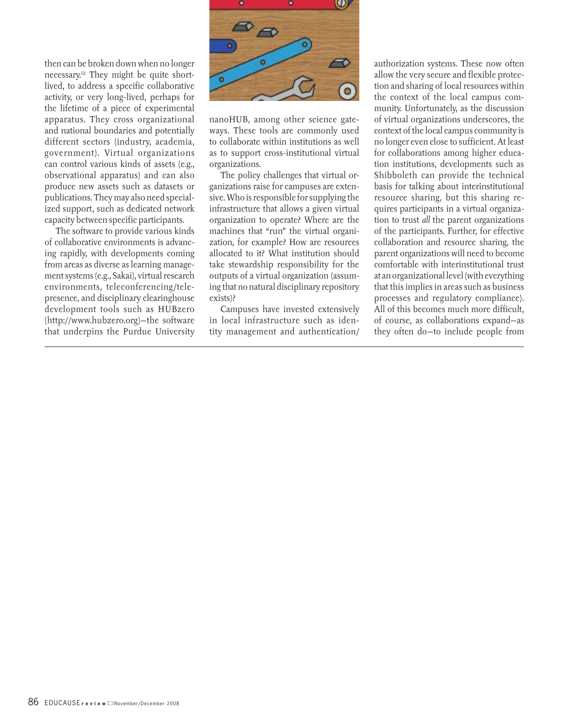then can be broken down when no longer necessary.[12] They might be quite short-lived, to address a specific collaborative activity, or very long-lived, perhaps for the lifetime of a piece of experimental apparatus. They cross organizational and national boundaries and potentially different sectors (industry, academia, government). Virtual organizations can control various kinds of assets (e.g., observational apparatus) and can also produce new assets such as datasets or publications. They may also need specialized support, such as dedicated network capacity between specific participants.

The software to provide various kinds of collaborative environments is advancing rapidly, with developments coming from areas as diverse as learning management systems (e.g., Sakai), virtual research environments, teleconferencing/telepresence, and disciplinary clearinghouse development tools such as HUBzero (http://www.hubzero.org)—the software that underpins the Purdue University nanoHUB, among other science gateways. These tools are commonly used to collaborate within institutions as well as to support cross-institutional virtual organizations.

The policy challenges that virtual organizations raise for campuses are extensive. Who is responsible for supplying the infrastructure that allows a given virtual organization to operate? Where are the machines that "run" the virtual organization, for example? How are resources allocated to it? What institution should take stewardship responsibility for the outputs of a virtual organization (assuming that no natural disciplinary repository exists)?

Campuses have invested extensively in local infrastructure such as identity management and authentication/authorization systems. These now often allow the very secure and flexible protection and sharing of local resources within the context of the local campus community. Unfortunately, as the discussion of virtual organizations underscores, the context of the local campus community is no longer even close to sufficient. At least for collaborations among higher education institutions, developments such as Shibboleth can provide the technical basis for talking about interinstitutional resource sharing, but this sharing requires participants in a virtual organization to trust *all* the parent organizations of the participants. Further, for effective collaboration and resource sharing, the parent organizations will need to become comfortable with interinstitutional trust at an organizational level (with everything that this implies in areas such as business processes and regulatory compliance). All of this becomes much more difficult, of course, as collaborations expand—as they often do—to include people from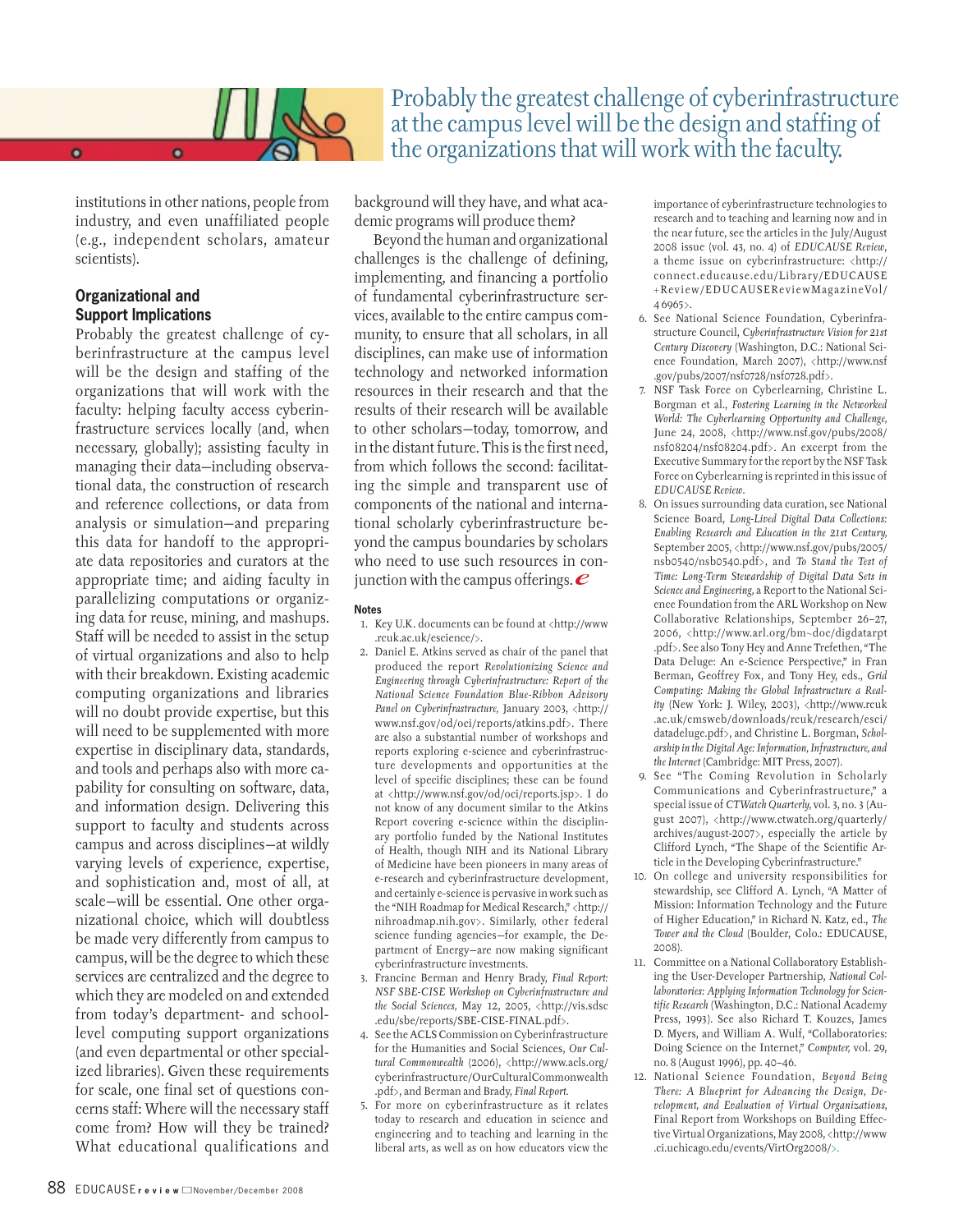> Probably the greatest challenge of cyberinfrastructure at the campus level will be the design and staffing of the organizations that will work with the faculty.

institutions in other nations, people from industry, and even unaffiliated people (e.g., independent scholars, amateur scientists).

### Organizational and Support Implications

Probably the greatest challenge of cyberinfrastructure at the campus level will be the design and staffing of the organizations that will work with the faculty: helping faculty access cyberinfrastructure services locally (and, when necessary, globally); assisting faculty in managing their data—including observational data, the construction of research and reference collections, or data from analysis or simulation—and preparing this data for handoff to the appropriate data repositories and curators at the appropriate time; and aiding faculty in parallelizing computations or organizing data for reuse, mining, and mashups. Staff will be needed to assist in the setup of virtual organizations and also to help with their breakdown. Existing academic computing organizations and libraries will no doubt provide expertise, but this will need to be supplemented with more expertise in disciplinary data, standards, and tools and perhaps also with more capability for consulting on software, data, and information design. Delivering this support to faculty and students across campus and across disciplines—at wildly varying levels of experience, expertise, and sophistication and, most of all, at scale—will be essential. One other organizational choice, which will doubtless be made very differently from campus to campus, will be the degree to which these services are centralized and the degree to which they are modeled on and extended from today's department- and school-level computing support organizations (and even departmental or other specialized libraries). Given these requirements for scale, one final set of questions concerns staff: Where will the necessary staff come from? How will they be trained? What educational qualifications and background will they have, and what academic programs will produce them?

Beyond the human and organizational challenges is the challenge of defining, implementing, and financing a portfolio of fundamental cyberinfrastructure services, available to the entire campus community, to ensure that all scholars, in all disciplines, can make use of information technology and networked information resources in their research and that the results of their research will be available to other scholars—today, tomorrow, and in the distant future. This is the first need, from which follows the second: facilitating the simple and transparent use of components of the national and international scholarly cyberinfrastructure beyond the campus boundaries by scholars who need to use such resources in conjunction with the campus offerings.

#### Notes

1. Key U.K. documents can be found at <http://www.rcuk.ac.uk/escience/>.
2. Daniel E. Atkins served as chair of the panel that produced the report *Revolutionizing Science and Engineering through Cyberinfrastructure: Report of the National Science Foundation Blue-Ribbon Advisory Panel on Cyberinfrastructure,* January 2003, <http://www.nsf.gov/od/oci/reports/atkins.pdf>. There are also a substantial number of workshops and reports exploring e-science and cyberinfrastructure developments and opportunities at the level of specific disciplines; these can be found at <http://www.nsf.gov/od/oci/reports.jsp>. I do not know of any document similar to the Atkins Report covering e-science within the disciplinary portfolio funded by the National Institutes of Health, though NIH and its National Library of Medicine have been pioneers in many areas of e-research and cyberinfrastructure development, and certainly e-science is pervasive in work such as the "NIH Roadmap for Medical Research," <http://nihroadmap.nih.gov>. Similarly, other federal science funding agencies—for example, the Department of Energy—are now making significant cyberinfrastructure investments.
3. Francine Berman and Henry Brady, *Final Report: NSF SBE-CISE Workshop on Cyberinfrastructure and the Social Sciences,* May 12, 2005, <http://vis.sdsc.edu/sbe/reports/SBE-CISE-FINAL.pdf>.
4. See the ACLS Commission on Cyberinfrastructure for the Humanities and Social Sciences, *Our Cultural Commonwealth* (2006), <http://www.acls.org/cyberinfrastructure/OurCulturalCommonwealth.pdf>, and Berman and Brady, *Final Report.*
5. For more on cyberinfrastructure as it relates today to research and education in science and engineering and to teaching and learning in the liberal arts, as well as on how educators view the importance of cyberinfrastructure technologies to research and to teaching and learning now and in the near future, see the articles in the July/August 2008 issue (vol. 43, no. 4) of *EDUCAUSE Review*, a theme issue on cyberinfrastructure: <http://connect.educause.edu/Library/EDUCAUSE+Review/EDUCAUSEReviewMagazineVol/46965>.
6. See National Science Foundation, Cyberinfrastructure Council, *Cyberinfrastructure Vision for 21st Century Discovery* (Washington, D.C.: National Science Foundation, March 2007), <http://www.nsf.gov/pubs/2007/nsf0728/nsf0728.pdf>.
7. NSF Task Force on Cyberlearning, Christine L. Borgman et al., *Fostering Learning in the Networked World: The Cyberlearning Opportunity and Challenge,* June 24, 2008, <http://www.nsf.gov/pubs/2008/nsf08204/nsf08204.pdf>. An excerpt from the Executive Summary for the report by the NSF Task Force on Cyberlearning is reprinted in this issue of *EDUCAUSE Review*.
8. On issues surrounding data curation, see National Science Board, *Long-Lived Digital Data Collections: Enabling Research and Education in the 21st Century,* September 2005, <http://www.nsf.gov/pubs/2005/nsb0540/nsb0540.pdf>, and *To Stand the Test of Time: Long-Term Stewardship of Digital Data Sets in Science and Engineering,* a Report to the National Science Foundation from the ARL Workshop on New Collaborative Relationships, September 26–27, 2006, <http://www.arl.org/bm~doc/digdatarpt.pdf>. See also Tony Hey and Anne Trefethen, "The Data Deluge: An e-Science Perspective," in Fran Berman, Geoffrey Fox, and Tony Hey, eds., *Grid Computing: Making the Global Infrastructure a Reality* (New York: J. Wiley, 2003), <http://www.rcuk.ac.uk/cmsweb/downloads/rcuk/research/esci/datadeluge.pdf>, and Christine L. Borgman, *Scholarship in the Digital Age: Information, Infrastructure, and the Internet* (Cambridge: MIT Press, 2007).
9. See "The Coming Revolution in Scholarly Communications and Cyberinfrastructure," a special issue of *CTWatch Quarterly,* vol. 3, no. 3 (August 2007), <http://www.ctwatch.org/quarterly/archives/august-2007>, especially the article by Clifford Lynch, "The Shape of the Scientific Article in the Developing Cyberinfrastructure."
10. On college and university responsibilities for stewardship, see Clifford A. Lynch, "A Matter of Mission: Information Technology and the Future of Higher Education," in Richard N. Katz, ed., *The Tower and the Cloud* (Boulder, Colo.: EDUCAUSE, 2008).
11. Committee on a National Collaboratory Establishing the User-Developer Partnership, *National Collaboratories: Applying Information Technology for Scientific Research* (Washington, D.C.: National Academy Press, 1993). See also Richard T. Kouzes, James D. Myers, and William A. Wulf, "Collaboratories: Doing Science on the Internet," *Computer,* vol. 29, no. 8 (August 1996), pp. 40–46.
12. National Science Foundation, *Beyond Being There: A Blueprint for Advancing the Design, Development, and Evaluation of Virtual Organizations,* Final Report from Workshops on Building Effective Virtual Organizations, May 2008, <http://www.ci.uchicago.edu/events/VirtOrg2008/>.